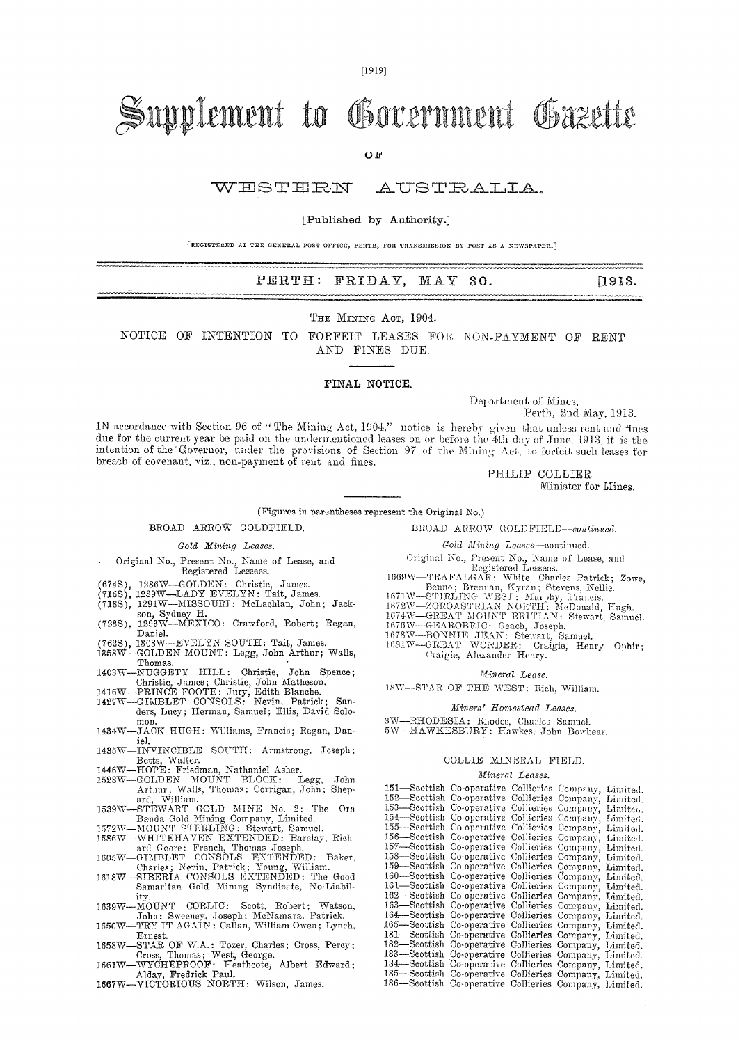[1919]

# Supplement to Government Gazette

OF

## WESTERN AUSTRALIA.

[Published by Authority.]

[REGISTERED AT THE GENERAL POST OFFICE, PERTH, FOR TRANSMISSION BY POST AS A NEWSPAPER.]

**PERTH: FRIDAY, MAY 30.** [1913.

THE MINING ACT, 1904.

### NOTICE OF INTENTION TO FORFEIT LEASES FOR NON-PAYMENT OF RENT AND FINES DUE.

#### FINAL NOTICE.

Department of Mines,
Perth, 2nd May, 1913.

IN accordance with Section 96 of "The Mining Act, 1904," notice is hereby given that unless rent and fines due for the current year be paid on the undermentioned leases on or before the 4th day of June, 1913, it is the intention of the Governor, under the provisions of Section 97 of the Mining Act, to forfeit such leases for breach of covenant, viz., non-payment of rent and fines.

PHILIP COLLIER
Minister for Mines.

(Figures in parentheses represent the Original No.)

#### BROAD ARROW GOLDFIELD.

*Gold Mining Leases.*

Original No., Present No., Name of Lease, and Registered Lessees.

(674S), 1286W—GOLDEN: Christie, James.
(716S), 1289W—LADY EVELYN: Tait, James.
(718S), 1291W—MISSOURI: McLachlan, John; Jackson, Sydney H.
(728S), 1293W—MEXICO: Crawford, Robert; Regan, Daniel.
(762S), 1308W—EVELYN SOUTH: Tait, James.
1358W—GOLDEN MOUNT: Legg, John Arthur; Walls, Thomas.
1403W—NUGGETY HILL: Christie, John Spence; Christie, James; Christie, John Matheson.
1416W—PRINCE FOOTE: Jury, Edith Blanche.
1427W—GIMBLET CONSOLS: Nevin, Patrick; Sanders, Lucy; Herman, Samuel; Ellis, David Solomon.
1434W—JACK HUGH: Williams, Francis; Regan, Daniel.
1435W—INVINCIBLE SOUTH: Armstrong, Joseph; Betts, Walter.
1446W—HOPE: Friedman, Nathaniel Asher.
1528W—GOLDEN MOUNT BLOCK: Legg, John Arthur; Walls, Thomas; Corrigan, John; Shepard, William.
1539W—STEWART GOLD MINE No. 2: The Ora Banda Gold Mining Company, Limited.
1572W—MOUNT STERLING: Stewart, Samuel.
1586W—WHITEHAVEN EXTENDED: Barclay, Richard George; French, Thomas Joseph.
1605W—GIMBLET CONSOLS EXTENDED: Baker, Charles; Nevin, Patrick; Young, William.
1618W—SIBERIA CONSOLS EXTENDED: The Good Samaritan Gold Mining Syndicate, No-Liability.
1639W—MOUNT CORLIC: Scott, Robert; Watson, John; Sweeney, Joseph; McNamara, Patrick.
1650W—TRY IT AGAIN: Callan, William Owen; Lynch, Ernest.
1658W—STAR OF W.A.: Tozer, Charles; Cross, Percy; Cross, Thomas; West, George.
1661W—WYCHEPROOF: Heathcote, Albert Edward; Alday, Fredrick Paul.
1667W—VICTORIOUS NORTH: Wilson, James.

#### BROAD ARROW GOLDFIELD—*continued.*

*Gold Mining Leases—continued.*

Original No., Present No., Name of Lease, and Registered Lessees.

1669W—TRAFALGAR: White, Charles Patrick; Zowe, Benno; Brennan, Kyran; Stevens, Nellie.
1671W—STIRLING WEST: Murphy, Francis.
1672W—ZOROASTRIAN NORTH: McDonald, Hugh.
1674W—GREAT MOUNT BRITIAN: Stewart, Samuel.
1676W—GEAROBRIC: Geach, Joseph.
1678W—BONNIE JEAN: Stewart, Samuel.
1681W—GREAT WONDER: Craigie, Henry Ophir; Craigie, Alexander Henry.

*Mineral Lease.*

18W—STAR OF THE WEST: Rich, William.

*Miners' Homestead Leases.*

3W—RHODESIA: Rhodes, Charles Samuel.
5W—HAWKESBURY: Hawkes, John Bowbear.

#### COLLIE MINERAL FIELD.

*Mineral Leases.*

151—Scottish Co-operative Collieries Company, Limited.
152—Scottish Co-operative Collieries Company, Limited.
153—Scottish Co-operative Collieries Company, Limited.
154—Scottish Co-operative Collieries Company, Limited.
155—Scottish Co-operative Collieries Company, Limited.
156—Scottish Co-operative Collieries Company, Limited.
157—Scottish Co-operative Collieries Company, Limited.
158—Scottish Co-operative Collieries Company, Limited.
159—Scottish Co-operative Collieries Company, Limited.
160—Scottish Co-operative Collieries Company, Limited.
161—Scottish Co-operative Collieries Company, Limited.
162—Scottish Co-operative Collieries Company, Limited.
163—Scottish Co-operative Collieries Company, Limited.
164—Scottish Co-operative Collieries Company, Limited.
165—Scottish Co-operative Collieries Company, Limited.
181—Scottish Co-operative Collieries Company, Limited.
182—Scottish Co-operative Collieries Company, Limited.
183—Scottish Co-operative Collieries Company, Limited.
184—Scottish Co-operative Collieries Company, Limited.
185—Scottish Co-operative Collieries Company, Limited.
186—Scottish Co-operative Collieries Company, Limited.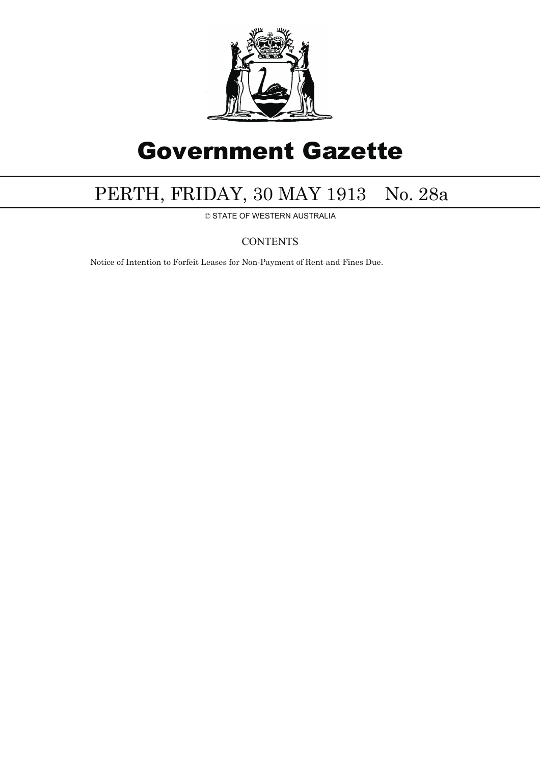# Government Gazette

PERTH, FRIDAY, 30 MAY 1913 No. 28a

© STATE OF WESTERN AUSTRALIA

CONTENTS

Notice of Intention to Forfeit Leases for Non-Payment of Rent and Fines Due.